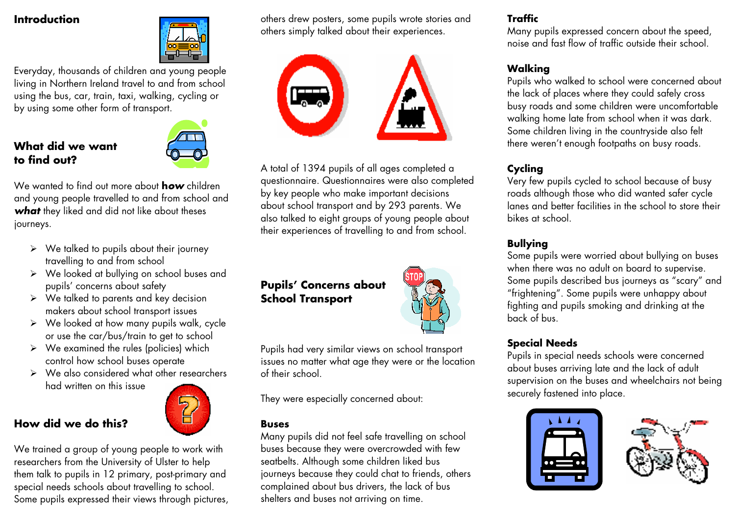## Introduction

Everyday, thousands of children and young people living in Northern Ireland travel to and from school using the bus, car, train, taxi, walking, cycling or by using some other form of transport.

## What did we want to find out?

We wanted to find out more about ***how*** children and young people travelled to and from school and ***what*** they liked and did not like about theses journeys.

- We talked to pupils about their journey travelling to and from school
- We looked at bullying on school buses and pupils' concerns about safety
- We talked to parents and key decision makers about school transport issues
- We looked at how many pupils walk, cycle or use the car/bus/train to get to school
- We examined the rules (policies) which control how school buses operate
- We also considered what other researchers had written on this issue

## How did we do this?

We trained a group of young people to work with researchers from the University of Ulster to help them talk to pupils in 12 primary, post-primary and special needs schools about travelling to school. Some pupils expressed their views through pictures, others drew posters, some pupils wrote stories and others simply talked about their experiences.

A total of 1394 pupils of all ages completed a questionnaire. Questionnaires were also completed by key people who make important decisions about school transport and by 293 parents. We also talked to eight groups of young people about their experiences of travelling to and from school.

## Pupils' Concerns about School Transport

Pupils had very similar views on school transport issues no matter what age they were or the location of their school.

They were especially concerned about:

### Buses

Many pupils did not feel safe travelling on school buses because they were overcrowded with few seatbelts. Although some children liked bus journeys because they could chat to friends, others complained about bus drivers, the lack of bus shelters and buses not arriving on time.

### Traffic

Many pupils expressed concern about the speed, noise and fast flow of traffic outside their school.

### Walking

Pupils who walked to school were concerned about the lack of places where they could safely cross busy roads and some children were uncomfortable walking home late from school when it was dark. Some children living in the countryside also felt there weren't enough footpaths on busy roads.

### Cycling

Very few pupils cycled to school because of busy roads although those who did wanted safer cycle lanes and better facilities in the school to store their bikes at school.

### Bullying

Some pupils were worried about bullying on buses when there was no adult on board to supervise. Some pupils described bus journeys as "scary" and "frightening". Some pupils were unhappy about fighting and pupils smoking and drinking at the back of bus.

### Special Needs

Pupils in special needs schools were concerned about buses arriving late and the lack of adult supervision on the buses and wheelchairs not being securely fastened into place.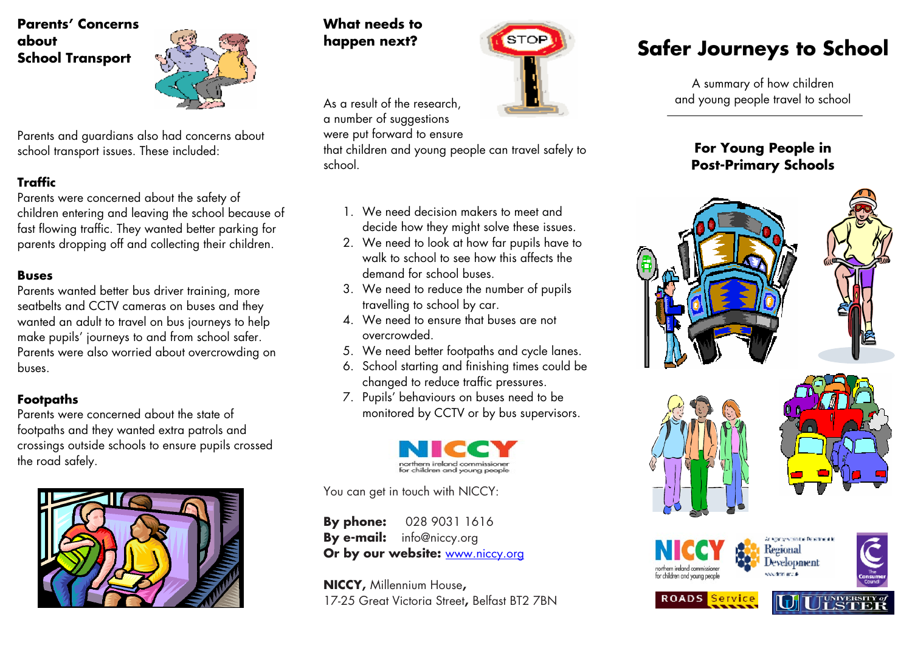## Parents' Concerns about School Transport

Parents and guardians also had concerns about school transport issues. These included:

**Traffic**

Parents were concerned about the safety of children entering and leaving the school because of fast flowing traffic. They wanted better parking for parents dropping off and collecting their children.

**Buses**

Parents wanted better bus driver training, more seatbelts and CCTV cameras on buses and they wanted an adult to travel on bus journeys to help make pupils' journeys to and from school safer. Parents were also worried about overcrowding on buses.

**Footpaths**

Parents were concerned about the state of footpaths and they wanted extra patrols and crossings outside schools to ensure pupils crossed the road safely.

## What needs to happen next?

As a result of the research, a number of suggestions were put forward to ensure that children and young people can travel safely to school.

1. We need decision makers to meet and decide how they might solve these issues.
2. We need to look at how far pupils have to walk to school to see how this affects the demand for school buses.
3. We need to reduce the number of pupils travelling to school by car.
4. We need to ensure that buses are not overcrowded.
5. We need better footpaths and cycle lanes.
6. School starting and finishing times could be changed to reduce traffic pressures.
7. Pupils' behaviours on buses need to be monitored by CCTV or by bus supervisors.

NICCY northern ireland commissioner for children and young people

You can get in touch with NICCY:

**By phone:** 028 9031 1616
**By e-mail:** info@niccy.org
**Or by our website:** www.niccy.org

**NICCY,** Millennium House**,**
17-25 Great Victoria Street**,** Belfast BT2 7BN

# Safer Journeys to School

A summary of how children and young people travel to school

**For Young People in Post-Primary Schools**

NICCY northern ireland commissioner for children and young people

Regional Development

The Consumer Council

ROADS Service

UNIVERSITY of ULSTER